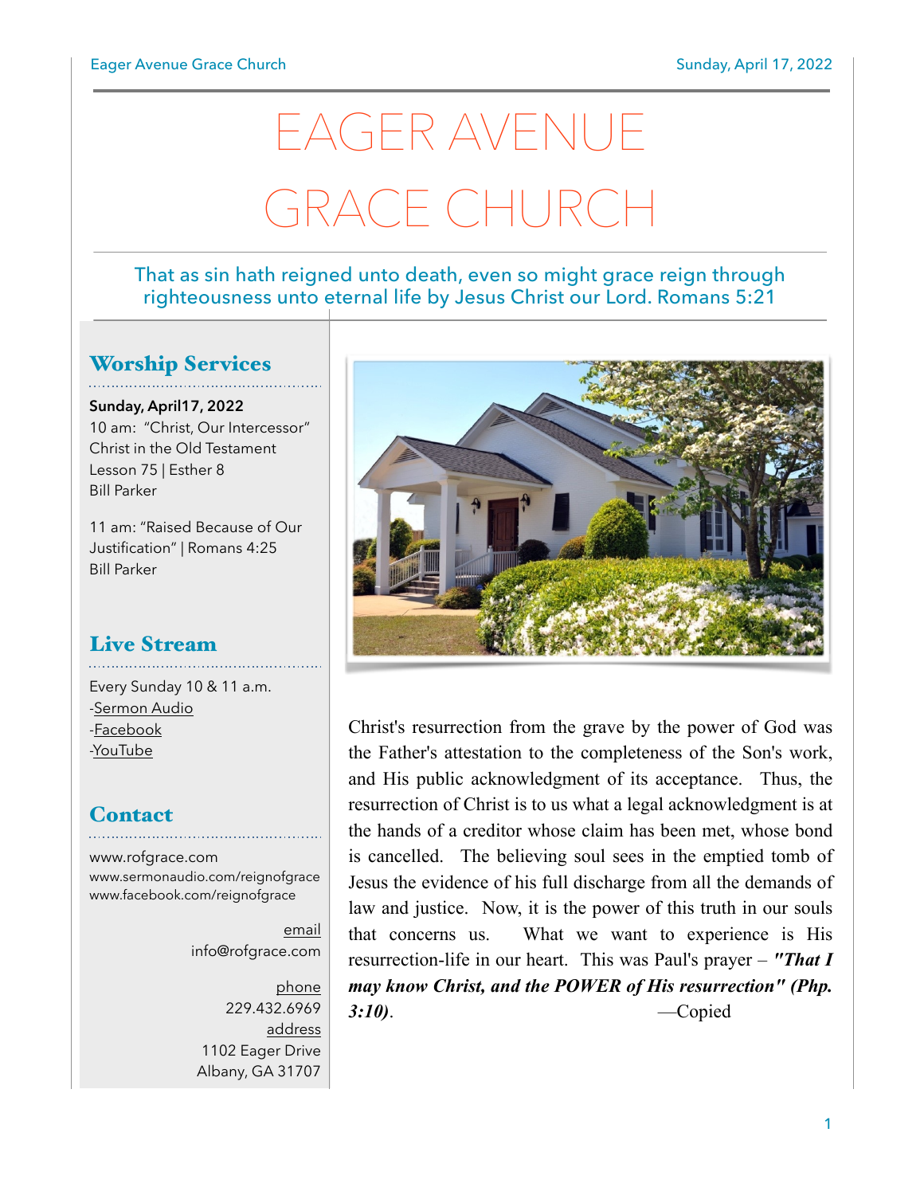# EAGER AVENUE GRACE CHURCH

That as sin hath reigned unto death, even so might grace reign through righteousness unto eternal life by Jesus Christ our Lord. Romans 5:21

## Worship Services

**Sunday, April17, 2022**
10 am: "Christ, Our Intercessor"
Christ in the Old Testament
Lesson 75 | Esther 8
Bill Parker

11 am: "Raised Because of Our Justification" | Romans 4:25
Bill Parker

## Live Stream

Every Sunday 10 & 11 a.m.
-Sermon Audio
-Facebook
-YouTube

## Contact

www.rofgrace.com
www.sermonaudio.com/reignofgrace
www.facebook.com/reignofgrace

email
info@rofgrace.com

phone
229.432.6969

address
1102 Eager Drive
Albany, GA 31707

Christ's resurrection from the grave by the power of God was the Father's attestation to the completeness of the Son's work, and His public acknowledgment of its acceptance. Thus, the resurrection of Christ is to us what a legal acknowledgment is at the hands of a creditor whose claim has been met, whose bond is cancelled. The believing soul sees in the emptied tomb of Jesus the evidence of his full discharge from all the demands of law and justice. Now, it is the power of this truth in our souls that concerns us. What we want to experience is His resurrection-life in our heart. This was Paul's prayer – ***"That I may know Christ, and the POWER of His resurrection" (Php. 3:10)***. —Copied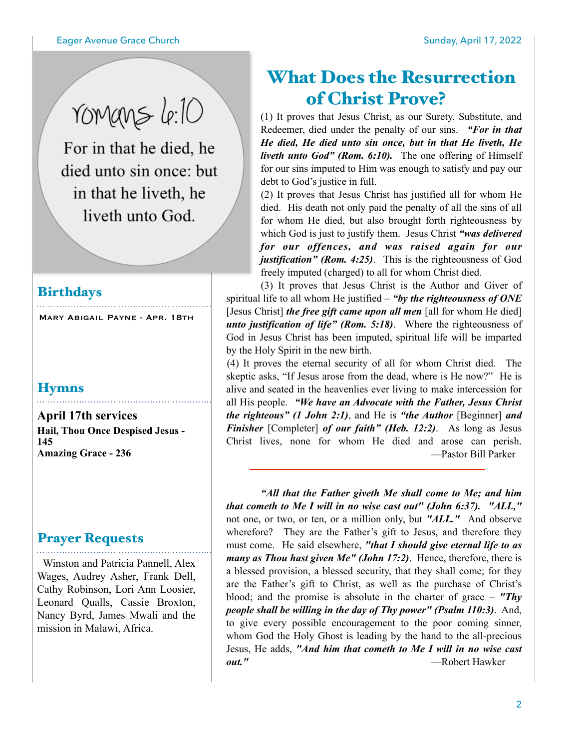romans 6:10

For in that he died, he died unto sin once: but in that he liveth, he liveth unto God.

## Birthdays

Mary Abigail Payne - Apr. 18th

## Hymns

**April 17th services**
**Hail, Thou Once Despised Jesus - 145**
**Amazing Grace - 236**

## Prayer Requests

Winston and Patricia Pannell, Alex Wages, Audrey Asher, Frank Dell, Cathy Robinson, Lori Ann Loosier, Leonard Qualls, Cassie Broxton, Nancy Byrd, James Mwali and the mission in Malawi, Africa.

# What Does the Resurrection of Christ Prove?

(1) It proves that Jesus Christ, as our Surety, Substitute, and Redeemer, died under the penalty of our sins. ***"For in that He died, He died unto sin once, but in that He liveth, He liveth unto God" (Rom. 6:10).*** The one offering of Himself for our sins imputed to Him was enough to satisfy and pay our debt to God's justice in full.

(2) It proves that Jesus Christ has justified all for whom He died. His death not only paid the penalty of all the sins of all for whom He died, but also brought forth righteousness by which God is just to justify them. Jesus Christ ***"was delivered for our offences, and was raised again for our justification" (Rom. 4:25)***. This is the righteousness of God freely imputed (charged) to all for whom Christ died.

(3) It proves that Jesus Christ is the Author and Giver of spiritual life to all whom He justified – ***"by the righteousness of ONE*** [Jesus Christ] ***the free gift came upon all men*** [all for whom He died] ***unto justification of life" (Rom. 5:18)***. Where the righteousness of God in Jesus Christ has been imputed, spiritual life will be imparted by the Holy Spirit in the new birth.

(4) It proves the eternal security of all for whom Christ died. The skeptic asks, "If Jesus arose from the dead, where is He now?" He is alive and seated in the heavenlies ever living to make intercession for all His people. ***"We have an Advocate with the Father, Jesus Christ the righteous" (1 John 2:1)***, and He is ***"the Author*** [Beginner] ***and Finisher*** [Completer] ***of our faith" (Heb. 12:2)***. As long as Jesus Christ lives, none for whom He died and arose can perish.

—Pastor Bill Parker

---

***"All that the Father giveth Me shall come to Me; and him that cometh to Me I will in no wise cast out" (John 6:37). "ALL,"*** not one, or two, or ten, or a million only, but ***"ALL."*** And observe wherefore? They are the Father's gift to Jesus, and therefore they must come. He said elsewhere, ***"that I should give eternal life to as many as Thou hast given Me" (John 17:2)***. Hence, therefore, there is a blessed provision, a blessed security, that they shall come; for they are the Father's gift to Christ, as well as the purchase of Christ's blood; and the promise is absolute in the charter of grace – ***"Thy people shall be willing in the day of Thy power" (Psalm 110:3)***. And, to give every possible encouragement to the poor coming sinner, whom God the Holy Ghost is leading by the hand to the all-precious Jesus, He adds, ***"And him that cometh to Me I will in no wise cast out."***

—Robert Hawker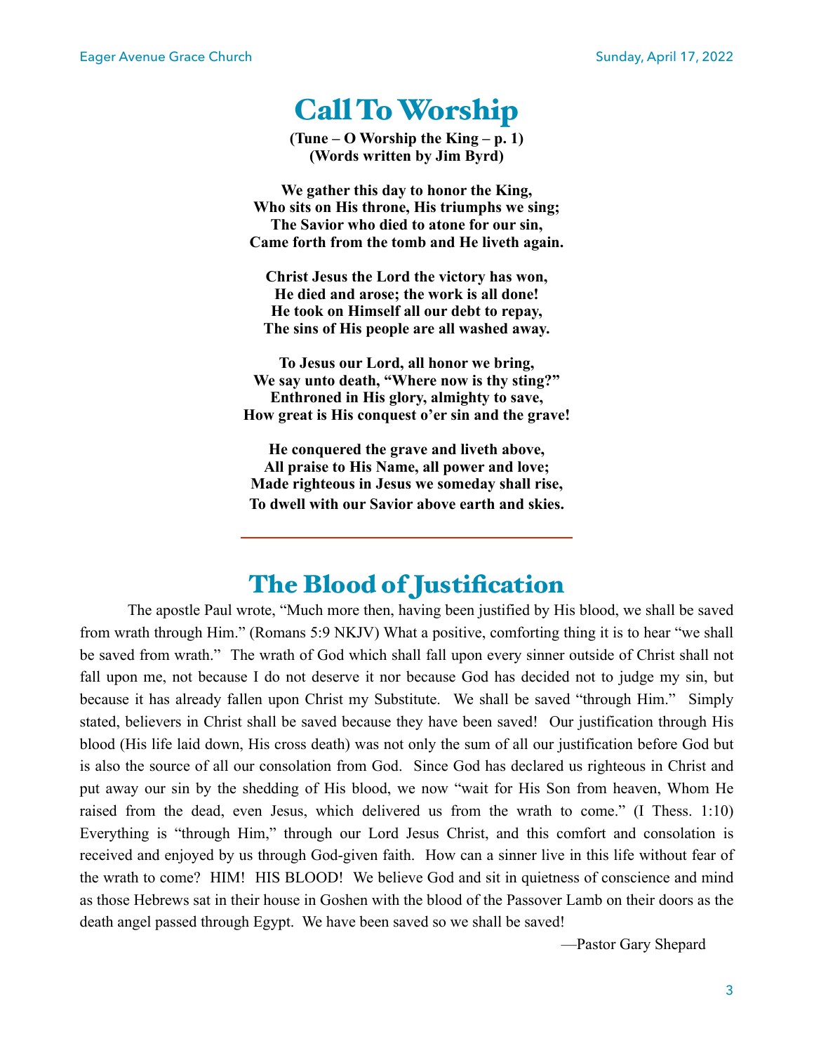# Call To Worship

**(Tune – O Worship the King – p. 1)**
**(Words written by Jim Byrd)**

**We gather this day to honor the King,**
**Who sits on His throne, His triumphs we sing;**
**The Savior who died to atone for our sin,**
**Came forth from the tomb and He liveth again.**

**Christ Jesus the Lord the victory has won,**
**He died and arose; the work is all done!**
**He took on Himself all our debt to repay,**
**The sins of His people are all washed away.**

**To Jesus our Lord, all honor we bring,**
**We say unto death, "Where now is thy sting?"**
**Enthroned in His glory, almighty to save,**
**How great is His conquest o'er sin and the grave!**

**He conquered the grave and liveth above,**
**All praise to His Name, all power and love;**
**Made righteous in Jesus we someday shall rise,**
**To dwell with our Savior above earth and skies.**

---

# The Blood of Justification

The apostle Paul wrote, "Much more then, having been justified by His blood, we shall be saved from wrath through Him." (Romans 5:9 NKJV) What a positive, comforting thing it is to hear "we shall be saved from wrath." The wrath of God which shall fall upon every sinner outside of Christ shall not fall upon me, not because I do not deserve it nor because God has decided not to judge my sin, but because it has already fallen upon Christ my Substitute. We shall be saved "through Him." Simply stated, believers in Christ shall be saved because they have been saved! Our justification through His blood (His life laid down, His cross death) was not only the sum of all our justification before God but is also the source of all our consolation from God. Since God has declared us righteous in Christ and put away our sin by the shedding of His blood, we now "wait for His Son from heaven, Whom He raised from the dead, even Jesus, which delivered us from the wrath to come." (I Thess. 1:10) Everything is "through Him," through our Lord Jesus Christ, and this comfort and consolation is received and enjoyed by us through God-given faith. How can a sinner live in this life without fear of the wrath to come? HIM! HIS BLOOD! We believe God and sit in quietness of conscience and mind as those Hebrews sat in their house in Goshen with the blood of the Passover Lamb on their doors as the death angel passed through Egypt. We have been saved so we shall be saved!

—Pastor Gary Shepard